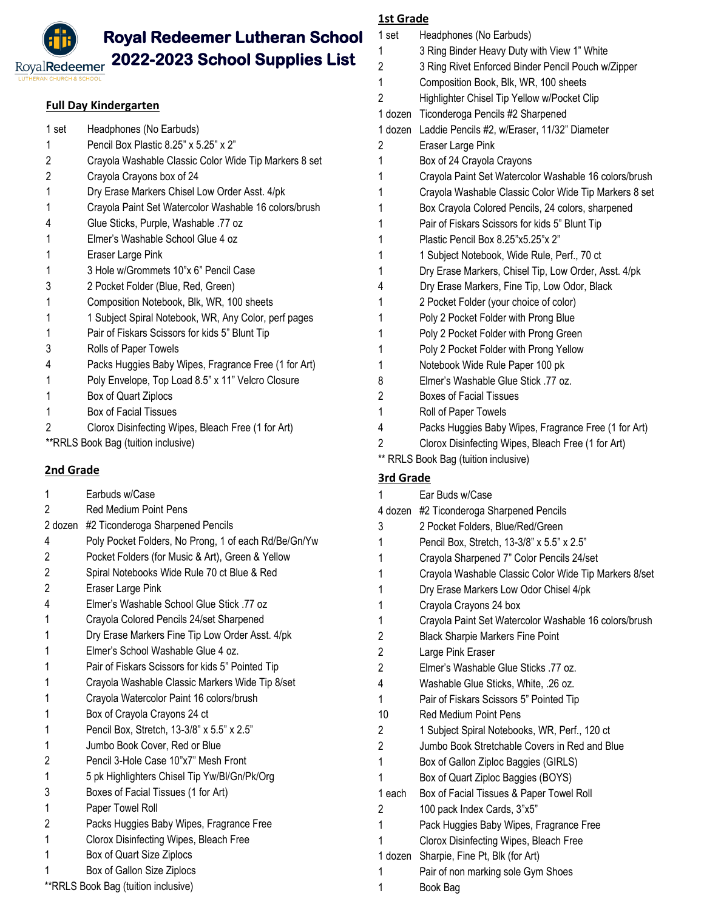# Royal Redeemer Lutheran School 2022-2023 School Supplies List

## Full Day Kindergarten

| Qty | Item |
|---|---|
| 1 set | Headphones (No Earbuds) |
| 1 | Pencil Box Plastic 8.25" x 5.25" x 2" |
| 2 | Crayola Washable Classic Color Wide Tip Markers 8 set |
| 2 | Crayola Crayons box of 24 |
| 1 | Dry Erase Markers Chisel Low Order Asst. 4/pk |
| 1 | Crayola Paint Set Watercolor Washable 16 colors/brush |
| 4 | Glue Sticks, Purple, Washable .77 oz |
| 1 | Elmer's Washable School Glue 4 oz |
| 1 | Eraser Large Pink |
| 1 | 3 Hole w/Grommets 10"x 6" Pencil Case |
| 3 | 2 Pocket Folder (Blue, Red, Green) |
| 1 | Composition Notebook, Blk, WR, 100 sheets |
| 1 | 1 Subject Spiral Notebook, WR, Any Color, perf pages |
| 1 | Pair of Fiskars Scissors for kids 5" Blunt Tip |
| 3 | Rolls of Paper Towels |
| 4 | Packs Huggies Baby Wipes, Fragrance Free (1 for Art) |
| 1 | Poly Envelope, Top Load 8.5" x 11" Velcro Closure |
| 1 | Box of Quart Ziplocs |
| 1 | Box of Facial Tissues |
| 2 | Clorox Disinfecting Wipes, Bleach Free (1 for Art) |

**RRLS Book Bag (tuition inclusive)

## 2nd Grade

| Qty | Item |
|---|---|
| 1 | Earbuds w/Case |
| 2 | Red Medium Point Pens |
| 2 dozen | #2 Ticonderoga Sharpened Pencils |
| 4 | Poly Pocket Folders, No Prong, 1 of each Rd/Be/Gn/Yw |
| 2 | Pocket Folders (for Music & Art), Green & Yellow |
| 2 | Spiral Notebooks Wide Rule 70 ct Blue & Red |
| 2 | Eraser Large Pink |
| 4 | Elmer's Washable School Glue Stick .77 oz |
| 1 | Crayola Colored Pencils 24/set Sharpened |
| 1 | Dry Erase Markers Fine Tip Low Order Asst. 4/pk |
| 1 | Elmer's School Washable Glue 4 oz. |
| 1 | Pair of Fiskars Scissors for kids 5" Pointed Tip |
| 1 | Crayola Washable Classic Markers Wide Tip 8/set |
| 1 | Crayola Watercolor Paint 16 colors/brush |
| 1 | Box of Crayola Crayons 24 ct |
| 1 | Pencil Box, Stretch, 13-3/8" x 5.5" x 2.5" |
| 1 | Jumbo Book Cover, Red or Blue |
| 2 | Pencil 3-Hole Case 10"x7" Mesh Front |
| 1 | 5 pk Highlighters Chisel Tip Yw/Bl/Gn/Pk/Org |
| 3 | Boxes of Facial Tissues (1 for Art) |
| 1 | Paper Towel Roll |
| 2 | Packs Huggies Baby Wipes, Fragrance Free |
| 1 | Clorox Disinfecting Wipes, Bleach Free |
| 1 | Box of Quart Size Ziplocs |
| 1 | Box of Gallon Size Ziplocs |

**RRLS Book Bag (tuition inclusive)

## 1st Grade

| Qty | Item |
|---|---|
| 1 set | Headphones (No Earbuds) |
| 1 | 3 Ring Binder Heavy Duty with View 1" White |
| 2 | 3 Ring Rivet Enforced Binder Pencil Pouch w/Zipper |
| 1 | Composition Book, Blk, WR, 100 sheets |
| 2 | Highlighter Chisel Tip Yellow w/Pocket Clip |
| 1 dozen | Ticonderoga Pencils #2 Sharpened |
| 1 dozen | Laddie Pencils #2, w/Eraser, 11/32" Diameter |
| 2 | Eraser Large Pink |
| 1 | Box of 24 Crayola Crayons |
| 1 | Crayola Paint Set Watercolor Washable 16 colors/brush |
| 1 | Crayola Washable Classic Color Wide Tip Markers 8 set |
| 1 | Box Crayola Colored Pencils, 24 colors, sharpened |
| 1 | Pair of Fiskars Scissors for kids 5" Blunt Tip |
| 1 | Plastic Pencil Box 8.25"x5.25"x 2" |
| 1 | 1 Subject Notebook, Wide Rule, Perf., 70 ct |
| 1 | Dry Erase Markers, Chisel Tip, Low Order, Asst. 4/pk |
| 4 | Dry Erase Markers, Fine Tip, Low Odor, Black |
| 1 | 2 Pocket Folder (your choice of color) |
| 1 | Poly 2 Pocket Folder with Prong Blue |
| 1 | Poly 2 Pocket Folder with Prong Green |
| 1 | Poly 2 Pocket Folder with Prong Yellow |
| 1 | Notebook Wide Rule Paper 100 pk |
| 8 | Elmer's Washable Glue Stick .77 oz. |
| 2 | Boxes of Facial Tissues |
| 1 | Roll of Paper Towels |
| 4 | Packs Huggies Baby Wipes, Fragrance Free (1 for Art) |
| 2 | Clorox Disinfecting Wipes, Bleach Free (1 for Art) |

** RRLS Book Bag (tuition inclusive)

## 3rd Grade

| Qty | Item |
|---|---|
| 1 | Ear Buds w/Case |
| 4 dozen | #2 Ticonderoga Sharpened Pencils |
| 3 | 2 Pocket Folders, Blue/Red/Green |
| 1 | Pencil Box, Stretch, 13-3/8" x 5.5" x 2.5" |
| 1 | Crayola Sharpened 7" Color Pencils 24/set |
| 1 | Crayola Washable Classic Color Wide Tip Markers 8/set |
| 1 | Dry Erase Markers Low Odor Chisel 4/pk |
| 1 | Crayola Crayons 24 box |
| 1 | Crayola Paint Set Watercolor Washable 16 colors/brush |
| 2 | Black Sharpie Markers Fine Point |
| 2 | Large Pink Eraser |
| 2 | Elmer's Washable Glue Sticks .77 oz. |
| 4 | Washable Glue Sticks, White, .26 oz. |
| 1 | Pair of Fiskars Scissors 5" Pointed Tip |
| 10 | Red Medium Point Pens |
| 2 | 1 Subject Spiral Notebooks, WR, Perf., 120 ct |
| 2 | Jumbo Book Stretchable Covers in Red and Blue |
| 1 | Box of Gallon Ziploc Baggies (GIRLS) |
| 1 | Box of Quart Ziploc Baggies (BOYS) |
| 1 each | Box of Facial Tissues & Paper Towel Roll |
| 2 | 100 pack Index Cards, 3"x5" |
| 1 | Pack Huggies Baby Wipes, Fragrance Free |
| 1 | Clorox Disinfecting Wipes, Bleach Free |
| 1 dozen | Sharpie, Fine Pt, Blk (for Art) |
| 1 | Pair of non marking sole Gym Shoes |
| 1 | Book Bag |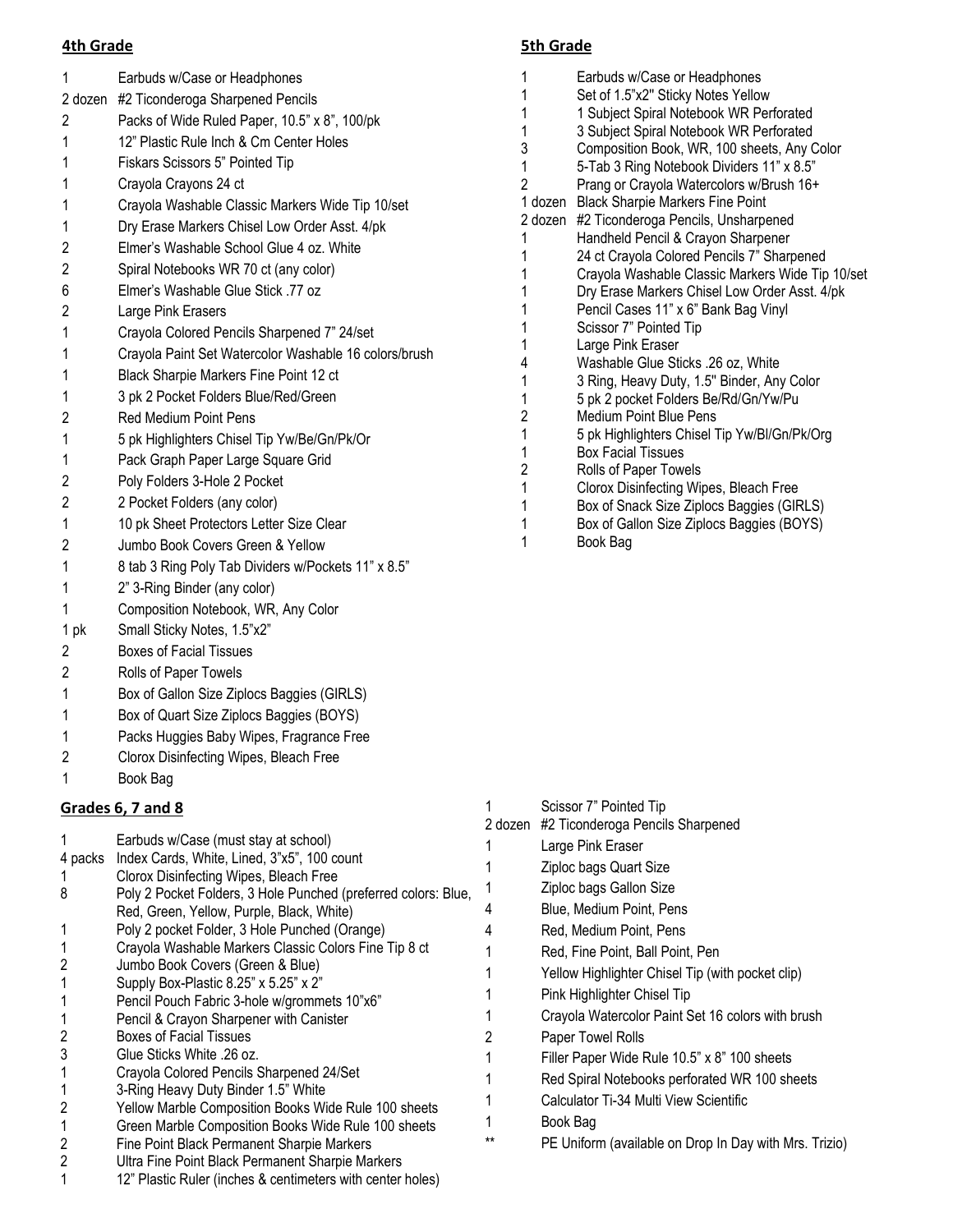## 4th Grade

| | |
|---|---|
| 1 | Earbuds w/Case or Headphones |
| 2 dozen | #2 Ticonderoga Sharpened Pencils |
| 2 | Packs of Wide Ruled Paper, 10.5" x 8", 100/pk |
| 1 | 12" Plastic Rule Inch & Cm Center Holes |
| 1 | Fiskars Scissors 5" Pointed Tip |
| 1 | Crayola Crayons 24 ct |
| 1 | Crayola Washable Classic Markers Wide Tip 10/set |
| 1 | Dry Erase Markers Chisel Low Order Asst. 4/pk |
| 2 | Elmer's Washable School Glue 4 oz. White |
| 2 | Spiral Notebooks WR 70 ct (any color) |
| 6 | Elmer's Washable Glue Stick .77 oz |
| 2 | Large Pink Erasers |
| 1 | Crayola Colored Pencils Sharpened 7" 24/set |
| 1 | Crayola Paint Set Watercolor Washable 16 colors/brush |
| 1 | Black Sharpie Markers Fine Point 12 ct |
| 1 | 3 pk 2 Pocket Folders Blue/Red/Green |
| 2 | Red Medium Point Pens |
| 1 | 5 pk Highlighters Chisel Tip Yw/Be/Gn/Pk/Or |
| 1 | Pack Graph Paper Large Square Grid |
| 2 | Poly Folders 3-Hole 2 Pocket |
| 2 | 2 Pocket Folders (any color) |
| 1 | 10 pk Sheet Protectors Letter Size Clear |
| 2 | Jumbo Book Covers Green & Yellow |
| 1 | 8 tab 3 Ring Poly Tab Dividers w/Pockets 11" x 8.5" |
| 1 | 2" 3-Ring Binder (any color) |
| 1 | Composition Notebook, WR, Any Color |
| 1 pk | Small Sticky Notes, 1.5"x2" |
| 2 | Boxes of Facial Tissues |
| 2 | Rolls of Paper Towels |
| 1 | Box of Gallon Size Ziplocs Baggies (GIRLS) |
| 1 | Box of Quart Size Ziplocs Baggies (BOYS) |
| 1 | Packs Huggies Baby Wipes, Fragrance Free |
| 2 | Clorox Disinfecting Wipes, Bleach Free |
| 1 | Book Bag |

## 5th Grade

| | |
|---|---|
| 1 | Earbuds w/Case or Headphones |
| 1 | Set of 1.5"x2" Sticky Notes Yellow |
| 1 | 1 Subject Spiral Notebook WR Perforated |
| 1 | 3 Subject Spiral Notebook WR Perforated |
| 3 | Composition Book, WR, 100 sheets, Any Color |
| 1 | 5-Tab 3 Ring Notebook Dividers 11" x 8.5" |
| 2 | Prang or Crayola Watercolors w/Brush 16+ |
| 1 dozen | Black Sharpie Markers Fine Point |
| 2 dozen | #2 Ticonderoga Pencils, Unsharpened |
| 1 | Handheld Pencil & Crayon Sharpener |
| 1 | 24 ct Crayola Colored Pencils 7" Sharpened |
| 1 | Crayola Washable Classic Markers Wide Tip 10/set |
| 1 | Dry Erase Markers Chisel Low Order Asst. 4/pk |
| 1 | Pencil Cases 11" x 6" Bank Bag Vinyl |
| 1 | Scissor 7" Pointed Tip |
| 1 | Large Pink Eraser |
| 4 | Washable Glue Sticks .26 oz, White |
| 1 | 3 Ring, Heavy Duty, 1.5" Binder, Any Color |
| 1 | 5 pk 2 pocket Folders Be/Rd/Gn/Yw/Pu |
| 2 | Medium Point Blue Pens |
| 1 | 5 pk Highlighters Chisel Tip Yw/Bl/Gn/Pk/Org |
| 1 | Box Facial Tissues |
| 2 | Rolls of Paper Towels |
| 1 | Clorox Disinfecting Wipes, Bleach Free |
| 1 | Box of Snack Size Ziplocs Baggies (GIRLS) |
| 1 | Box of Gallon Size Ziplocs Baggies (BOYS) |
| 1 | Book Bag |

## Grades 6, 7 and 8

| | |
|---|---|
| 1 | Earbuds w/Case (must stay at school) |
| 4 packs | Index Cards, White, Lined, 3"x5", 100 count |
| 1 | Clorox Disinfecting Wipes, Bleach Free |
| 8 | Poly 2 Pocket Folders, 3 Hole Punched (preferred colors: Blue, Red, Green, Yellow, Purple, Black, White) |
| 1 | Poly 2 pocket Folder, 3 Hole Punched (Orange) |
| 1 | Crayola Washable Markers Classic Colors Fine Tip 8 ct |
| 2 | Jumbo Book Covers (Green & Blue) |
| 1 | Supply Box-Plastic 8.25" x 5.25" x 2" |
| 1 | Pencil Pouch Fabric 3-hole w/grommets 10"x6" |
| 1 | Pencil & Crayon Sharpener with Canister |
| 2 | Boxes of Facial Tissues |
| 3 | Glue Sticks White .26 oz. |
| 1 | Crayola Colored Pencils Sharpened 24/Set |
| 1 | 3-Ring Heavy Duty Binder 1.5" White |
| 2 | Yellow Marble Composition Books Wide Rule 100 sheets |
| 1 | Green Marble Composition Books Wide Rule 100 sheets |
| 2 | Fine Point Black Permanent Sharpie Markers |
| 2 | Ultra Fine Point Black Permanent Sharpie Markers |
| 1 | 12" Plastic Ruler (inches & centimeters with center holes) |
| 1 | Scissor 7" Pointed Tip |
| 2 dozen | #2 Ticonderoga Pencils Sharpened |
| 1 | Large Pink Eraser |
| 1 | Ziploc bags Quart Size |
| 1 | Ziploc bags Gallon Size |
| 4 | Blue, Medium Point, Pens |
| 4 | Red, Medium Point, Pens |
| 1 | Red, Fine Point, Ball Point, Pen |
| 1 | Yellow Highlighter Chisel Tip (with pocket clip) |
| 1 | Pink Highlighter Chisel Tip |
| 1 | Crayola Watercolor Paint Set 16 colors with brush |
| 2 | Paper Towel Rolls |
| 1 | Filler Paper Wide Rule 10.5" x 8" 100 sheets |
| 1 | Red Spiral Notebooks perforated WR 100 sheets |
| 1 | Calculator Ti-34 Multi View Scientific |
| 1 | Book Bag |
| ** | PE Uniform (available on Drop In Day with Mrs. Trizio) |